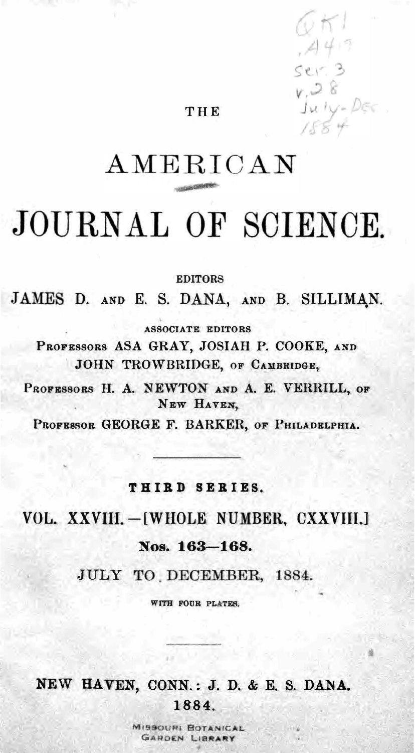THE

# AMERICAN

# JOURNAL OF SCIENCE.

EDITORS

JAMES D. AND E. S. DANA, AND B. SILLIMAN.

ASSOCIATE EDITORS

PROFESSORS ASA GRAY, JOSIAH P. COOKE, AND JOHN TROWBRIDGE, OF CAMBRIDGE,

PROFESSORS H. A. NEWTON AND A. E. VERRILL, OF NEW HAVEN,

PROFESSOR GEORGE F. BARKER, OF PHILADELPHIA.

---

**THIRD SERIES.**

VOL. XXVIII.—[WHOLE NUMBER, CXXVIII.]

**Nos. 163—168.**

JULY TO DECEMBER, 1884.

WITH FOUR PLATES.

---

NEW HAVEN, CONN.: J. D. & E. S. DANA.

1884.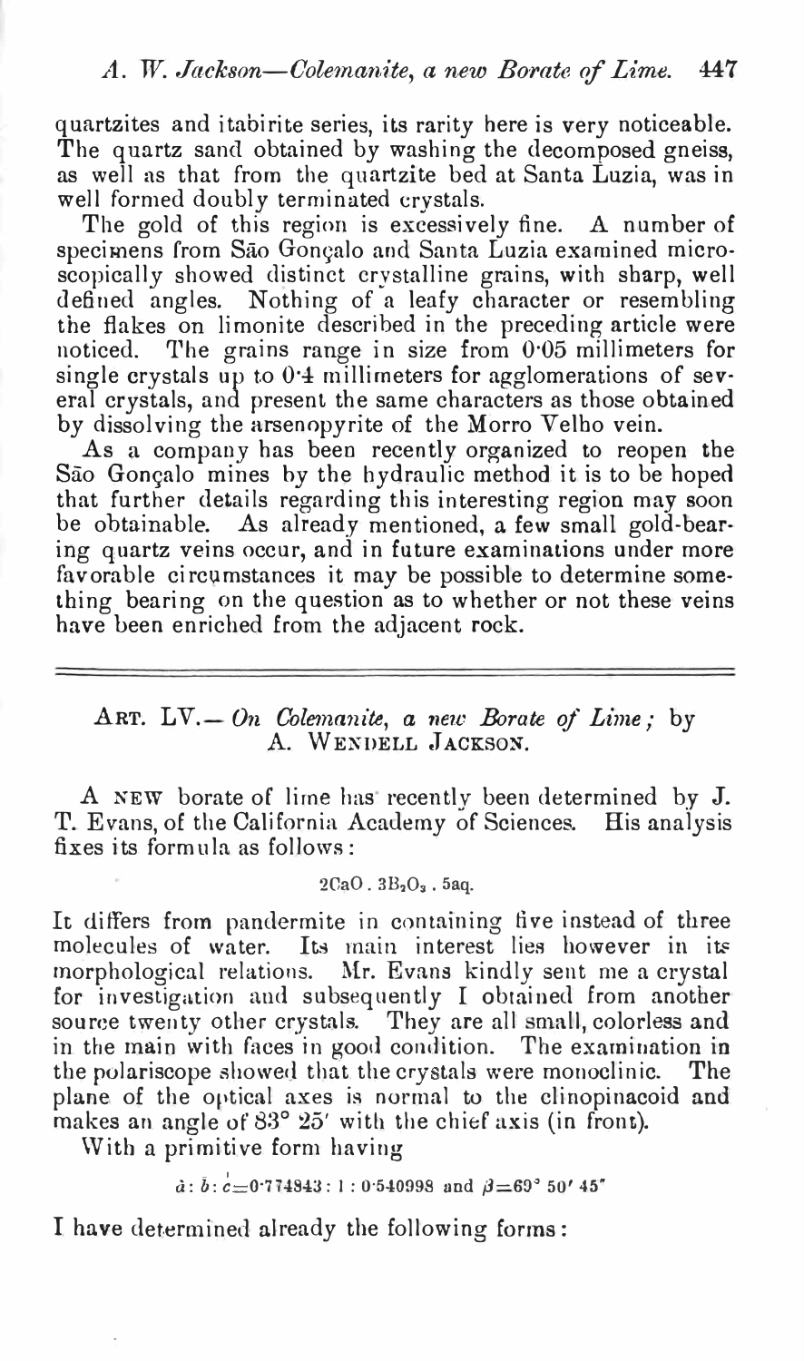quartzites and itabirite series, its rarity here is very noticeable. The quartz sand obtained by washing the decomposed gneiss, as well as that from the quartzite bed at Santa Luzia, was in well formed doubly terminated crystals.

The gold of this region is excessively fine. A number of specimens from São Gonçalo and Santa Luzia examined microscopically showed distinct crystalline grains, with sharp, well defined angles. Nothing of a leafy character or resembling the flakes on limonite described in the preceding article were noticed. The grains range in size from 0·05 millimeters for single crystals up to 0·4 millimeters for agglomerations of several crystals, and present the same characters as those obtained by dissolving the arsenopyrite of the Morro Velho vein.

As a company has been recently organized to reopen the São Gonçalo mines by the hydraulic method it is to be hoped that further details regarding this interesting region may soon be obtainable. As already mentioned, a few small gold-bearing quartz veins occur, and in future examinations under more favorable circumstances it may be possible to determine something bearing on the question as to whether or not these veins have been enriched from the adjacent rock.

---

## ART. LV.—*On Colemanite, a new Borate of Lime*; by A. WENDELL JACKSON.

A NEW borate of lime has recently been determined by J. T. Evans, of the California Academy of Sciences. His analysis fixes its formula as follows:

$$2CaO \,.\, 3B_2O_3 \,.\, 5aq.$$

It differs from pandermite in containing five instead of three molecules of water. Its main interest lies however in its morphological relations. Mr. Evans kindly sent me a crystal for investigation and subsequently I obtained from another source twenty other crystals. They are all small, colorless and in the main with faces in good condition. The examination in the polariscope showed that the crystals were monoclinic. The plane of the optical axes is normal to the clinopinacoid and makes an angle of 83° 25′ with the chief axis (in front).

With a primitive form having

$$\grave{a} : \bar{b} : \acute{c} = 0{\cdot}774843 : 1 : 0{\cdot}540998 \text{ and } \beta = 69^\circ\, 50'\, 45''$$

I have determined already the following forms: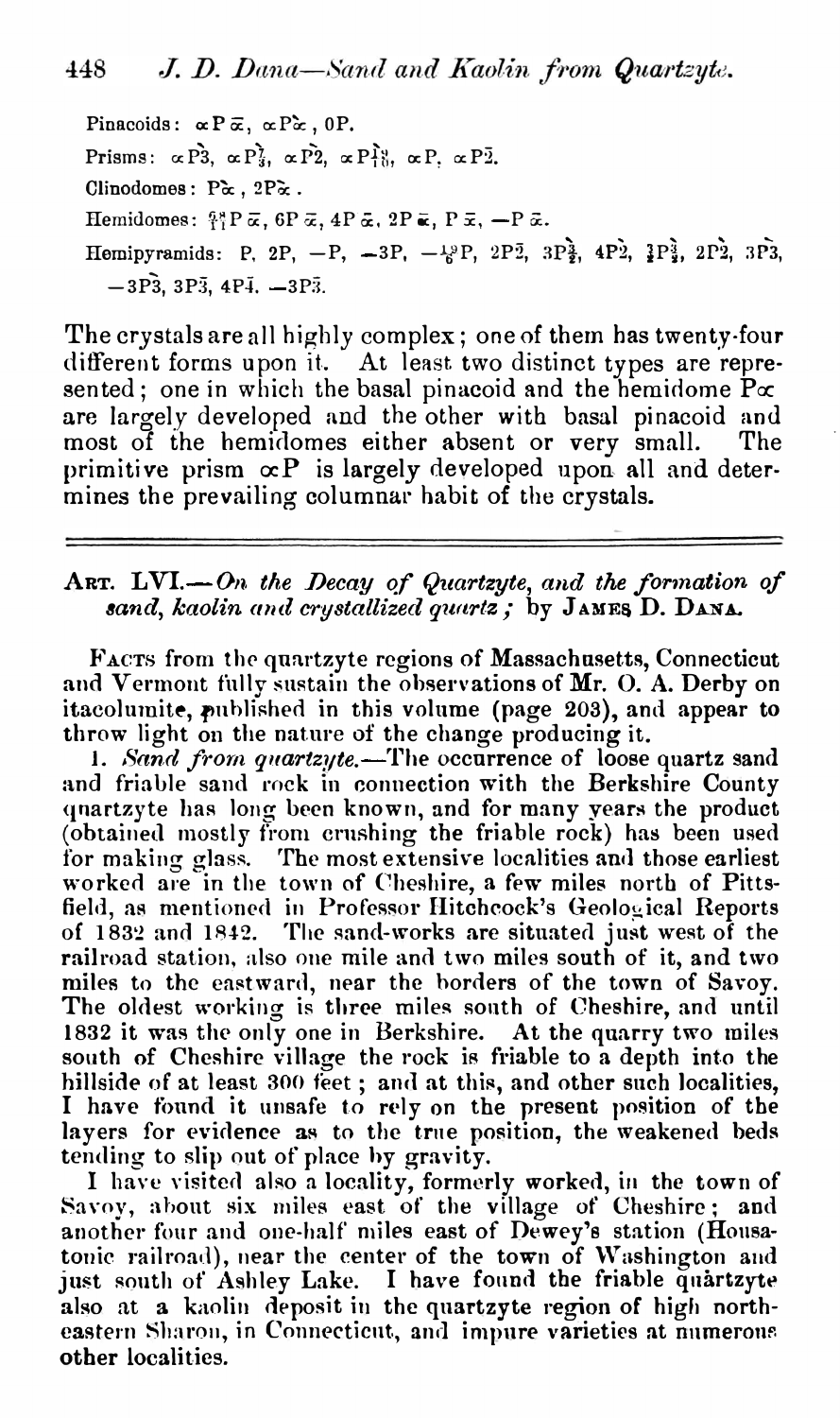Pinacoids: $\infty \bar{P} \infty$, $\infty \grave{P} \infty$, $0P$.

Prisms: $\infty \grave{P}3$, $\infty \grave{P}\frac{3}{2}$, $\infty \grave{P}2$, $\infty \grave{P}\frac{13}{10}$, $\infty P$, $\infty \bar{P}2$.

Clinodomes: $\grave{P}\infty$, $2\grave{P}\infty$.

Hemidomes: $\frac{9}{11}P \bar{\infty}$, $6P \bar{\infty}$, $4P \bar{\infty}$, $2P \bar{\infty}$, $P \bar{\infty}$, $-P \bar{\infty}$.

Hemipyramids: $P$, $2P$, $-P$, $-3P$, $-\frac{19}{6}P$, $2\bar{P}2$, $3\grave{P}\frac{3}{2}$, $4\grave{P}2$, $\frac{3}{2}\grave{P}\frac{3}{2}$, $2\grave{P}2$, $3\grave{P}3$, $-3\grave{P}3$, $3\bar{P}3$, $4\bar{P}4$, $-3\bar{P}3$.

The crystals are all highly complex; one of them has twenty-four different forms upon it. At least two distinct types are represented; one in which the basal pinacoid and the hemidome $P\infty$ are largely developed and the other with basal pinacoid and most of the hemidomes either absent or very small. The primitive prism $\infty P$ is largely developed upon all and determines the prevailing columnar habit of the crystals.

---

## ART. LVI.—*On the Decay of Quartzyte, and the formation of sand, kaolin and crystallized quartz*; by JAMES D. DANA.

FACTS from the quartzyte regions of Massachusetts, Connecticut and Vermont fully sustain the observations of Mr. O. A. Derby on itacolumite, published in this volume (page 203), and appear to throw light on the nature of the change producing it.

1. *Sand from quartzyte.*—The occurrence of loose quartz sand and friable sand rock in connection with the Berkshire County quartzyte has long been known, and for many years the product (obtained mostly from crushing the friable rock) has been used for making glass. The most extensive localities and those earliest worked are in the town of Cheshire, a few miles north of Pittsfield, as mentioned in Professor Hitchcock's Geological Reports of 1832 and 1842. The sand-works are situated just west of the railroad station, also one mile and two miles south of it, and two miles to the eastward, near the borders of the town of Savoy. The oldest working is three miles south of Cheshire, and until 1832 it was the only one in Berkshire. At the quarry two miles south of Cheshire village the rock is friable to a depth into the hillside of at least 300 feet; and at this, and other such localities, I have found it unsafe to rely on the present position of the layers for evidence as to the true position, the weakened beds tending to slip out of place by gravity.

I have visited also a locality, formerly worked, in the town of Savoy, about six miles east of the village of Cheshire; and another four and one-half miles east of Dewey's station (Housatonic railroad), near the center of the town of Washington and just south of Ashley Lake. I have found the friable quartzyte also at a kaolin deposit in the quartzyte region of high northeastern Sharon, in Connecticut, and impure varieties at numerous other localities.